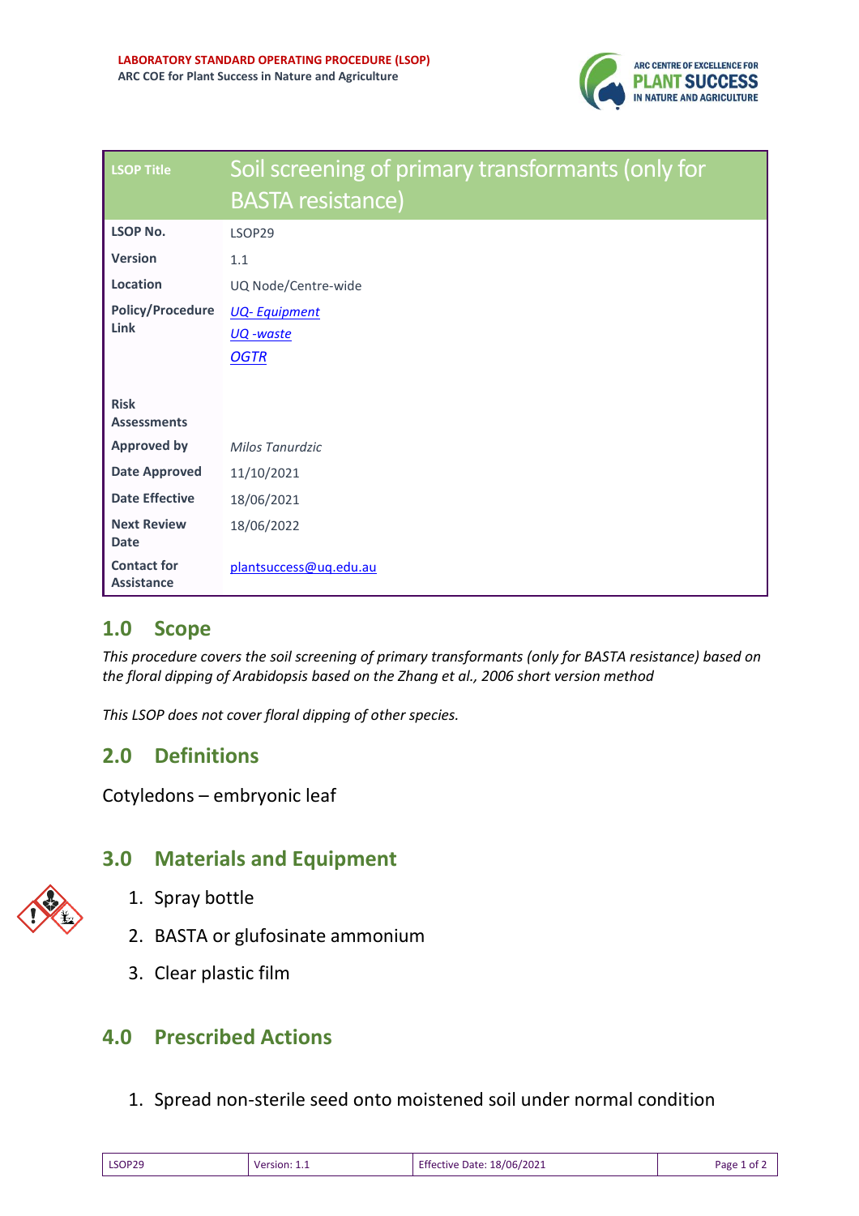**LABORATORY STANDARD OPERATING PROCEDURE (LSOP)**
**ARC COE for Plant Success in Nature and Agriculture**

| LSOP Title | Soil screening of primary transformants (only for BASTA resistance) |
|---|---|
| **LSOP No.** | LSOP29 |
| **Version** | 1.1 |
| **Location** | UQ Node/Centre-wide |
| **Policy/Procedure Link** | [UQ- Equipment](#)<br>[UQ -waste](#)<br>[OGTR](#) |
| **Risk Assessments** | |
| **Approved by** | *Milos Tanurdzic* |
| **Date Approved** | 11/10/2021 |
| **Date Effective** | 18/06/2021 |
| **Next Review Date** | 18/06/2022 |
| **Contact for Assistance** | plantsuccess@uq.edu.au |

## 1.0 Scope

*This procedure covers the soil screening of primary transformants (only for BASTA resistance) based on the floral dipping of Arabidopsis based on the Zhang et al., 2006 short version method*

*This LSOP does not cover floral dipping of other species.*

## 2.0 Definitions

Cotyledons – embryonic leaf

## 3.0 Materials and Equipment

1. Spray bottle
2. BASTA or glufosinate ammonium
3. Clear plastic film

## 4.0 Prescribed Actions

1. Spread non-sterile seed onto moistened soil under normal condition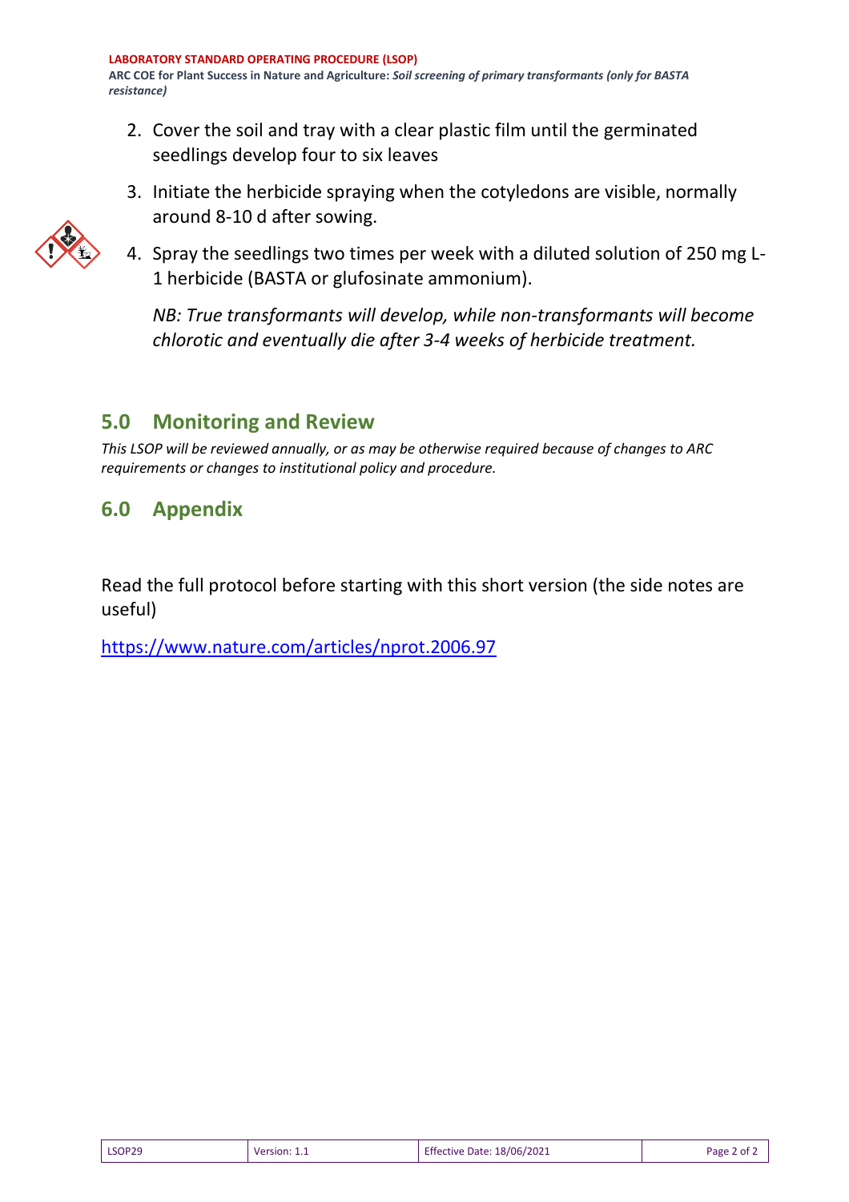2. Cover the soil and tray with a clear plastic film until the germinated seedlings develop four to six leaves
3. Initiate the herbicide spraying when the cotyledons are visible, normally around 8-10 d after sowing.
4. Spray the seedlings two times per week with a diluted solution of 250 mg L-1 herbicide (BASTA or glufosinate ammonium).

   *NB: True transformants will develop, while non-transformants will become chlorotic and eventually die after 3-4 weeks of herbicide treatment.*

## 5.0 Monitoring and Review

*This LSOP will be reviewed annually, or as may be otherwise required because of changes to ARC requirements or changes to institutional policy and procedure.*

## 6.0 Appendix

Read the full protocol before starting with this short version (the side notes are useful)

https://www.nature.com/articles/nprot.2006.97